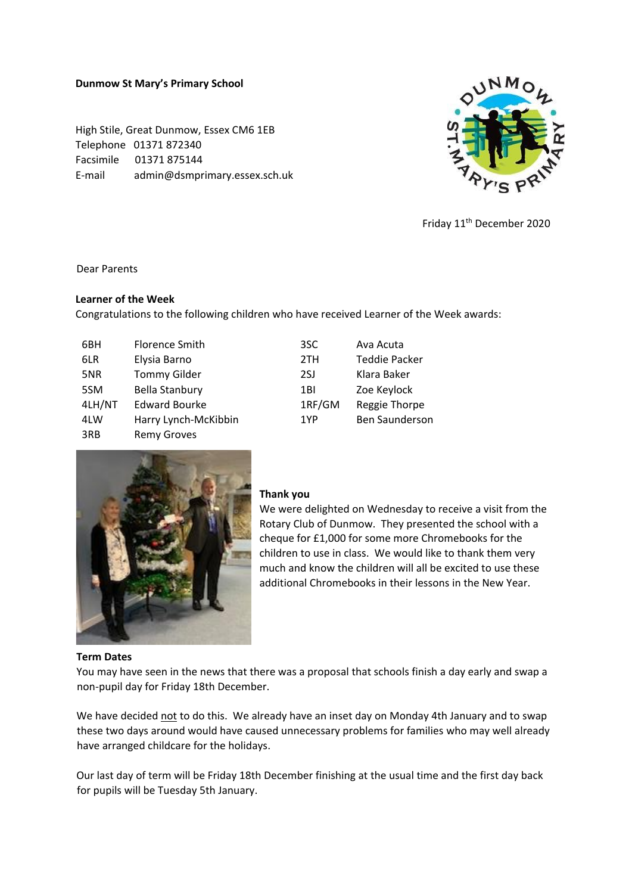**Dunmow St Mary's Primary School**

High Stile, Great Dunmow, Essex CM6 1EB
Telephone 01371 872340
Facsimile 01371 875144
E-mail admin@dsmprimary.essex.sch.uk

Friday 11th December 2020

Dear Parents

**Learner of the Week**

Congratulations to the following children who have received Learner of the Week awards:

| | | | |
|---|---|---|---|
| 6BH | Florence Smith | 3SC | Ava Acuta |
| 6LR | Elysia Barno | 2TH | Teddie Packer |
| 5NR | Tommy Gilder | 2SJ | Klara Baker |
| 5SM | Bella Stanbury | 1BI | Zoe Keylock |
| 4LH/NT | Edward Bourke | 1RF/GM | Reggie Thorpe |
| 4LW | Harry Lynch-McKibbin | 1YP | Ben Saunderson |
| 3RB | Remy Groves | | |

**Thank you**

We were delighted on Wednesday to receive a visit from the Rotary Club of Dunmow. They presented the school with a cheque for £1,000 for some more Chromebooks for the children to use in class. We would like to thank them very much and know the children will all be excited to use these additional Chromebooks in their lessons in the New Year.

**Term Dates**

You may have seen in the news that there was a proposal that schools finish a day early and swap a non-pupil day for Friday 18th December.

We have decided not to do this. We already have an inset day on Monday 4th January and to swap these two days around would have caused unnecessary problems for families who may well already have arranged childcare for the holidays.

Our last day of term will be Friday 18th December finishing at the usual time and the first day back for pupils will be Tuesday 5th January.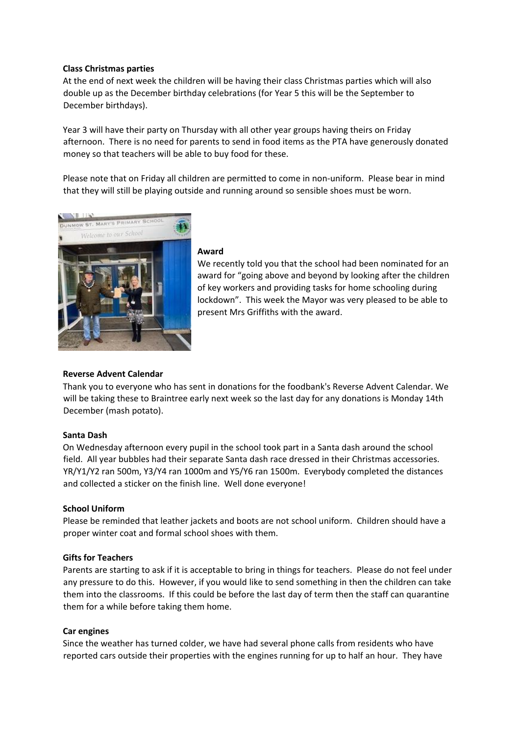**Class Christmas parties**

At the end of next week the children will be having their class Christmas parties which will also double up as the December birthday celebrations (for Year 5 this will be the September to December birthdays).

Year 3 will have their party on Thursday with all other year groups having theirs on Friday afternoon. There is no need for parents to send in food items as the PTA have generously donated money so that teachers will be able to buy food for these.

Please note that on Friday all children are permitted to come in non-uniform. Please bear in mind that they will still be playing outside and running around so sensible shoes must be worn.

**Award**

We recently told you that the school had been nominated for an award for "going above and beyond by looking after the children of key workers and providing tasks for home schooling during lockdown". This week the Mayor was very pleased to be able to present Mrs Griffiths with the award.

**Reverse Advent Calendar**

Thank you to everyone who has sent in donations for the foodbank's Reverse Advent Calendar. We will be taking these to Braintree early next week so the last day for any donations is Monday 14th December (mash potato).

**Santa Dash**

On Wednesday afternoon every pupil in the school took part in a Santa dash around the school field. All year bubbles had their separate Santa dash race dressed in their Christmas accessories. YR/Y1/Y2 ran 500m, Y3/Y4 ran 1000m and Y5/Y6 ran 1500m. Everybody completed the distances and collected a sticker on the finish line. Well done everyone!

**School Uniform**

Please be reminded that leather jackets and boots are not school uniform. Children should have a proper winter coat and formal school shoes with them.

**Gifts for Teachers**

Parents are starting to ask if it is acceptable to bring in things for teachers. Please do not feel under any pressure to do this. However, if you would like to send something in then the children can take them into the classrooms. If this could be before the last day of term then the staff can quarantine them for a while before taking them home.

**Car engines**

Since the weather has turned colder, we have had several phone calls from residents who have reported cars outside their properties with the engines running for up to half an hour. They have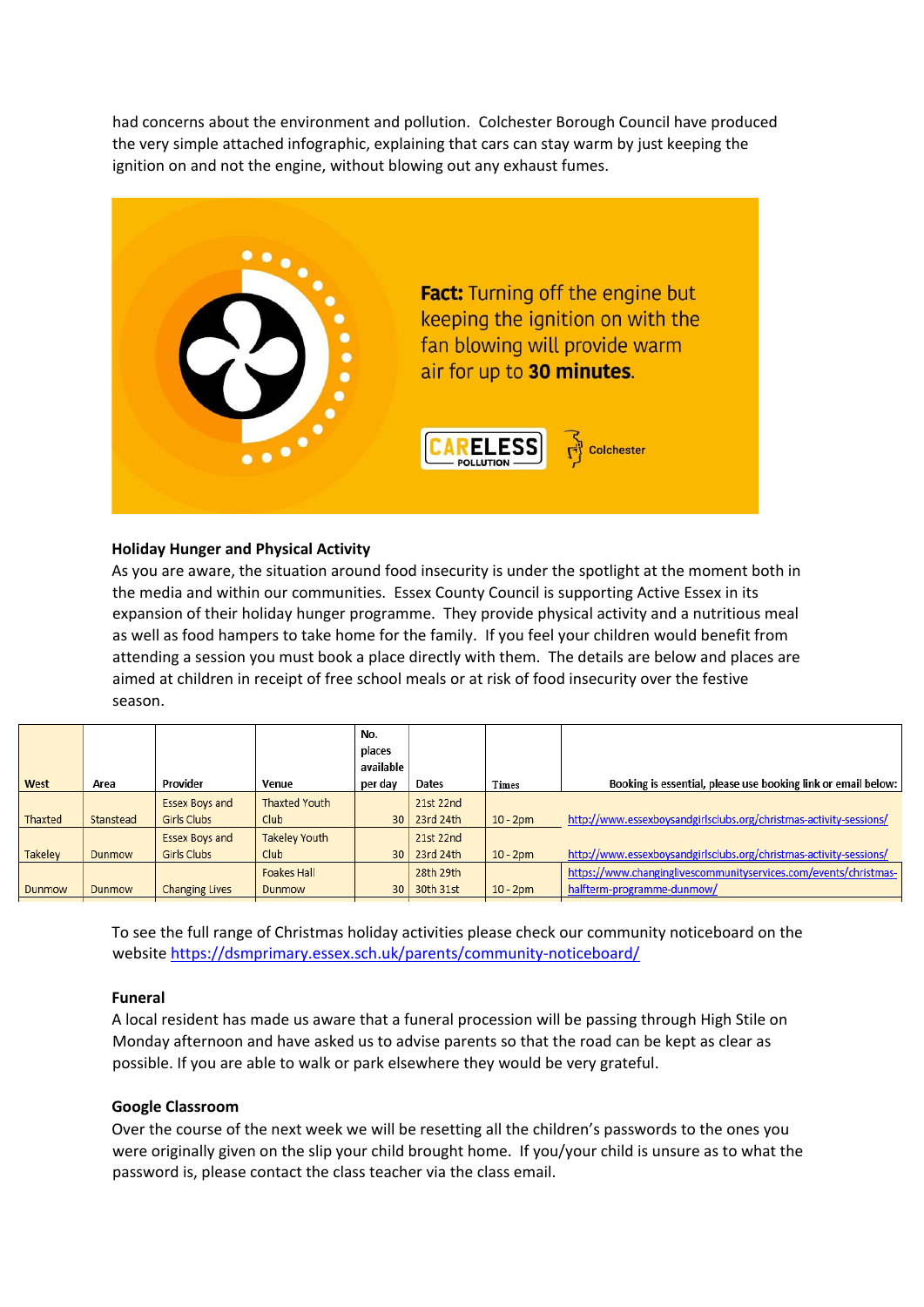had concerns about the environment and pollution. Colchester Borough Council have produced the very simple attached infographic, explaining that cars can stay warm by just keeping the ignition on and not the engine, without blowing out any exhaust fumes.

**Fact:** Turning off the engine but keeping the ignition on with the fan blowing will provide warm air for up to **30 minutes**.

CARELESS POLLUTION Colchester

### Holiday Hunger and Physical Activity

As you are aware, the situation around food insecurity is under the spotlight at the moment both in the media and within our communities. Essex County Council is supporting Active Essex in its expansion of their holiday hunger programme. They provide physical activity and a nutritious meal as well as food hampers to take home for the family. If you feel your children would benefit from attending a session you must book a place directly with them. The details are below and places are aimed at children in receipt of free school meals or at risk of food insecurity over the festive season.

| West | Area | Provider | Venue | No. places available per day | Dates | Times | Booking is essential, please use booking link or email below: |
|---|---|---|---|---|---|---|---|
| Thaxted | Stanstead | Essex Boys and Girls Clubs | Thaxted Youth Club | 30 | 21st 22nd 23rd 24th | 10 - 2pm | http://www.essexboysandgirlsclubs.org/christmas-activity-sessions/ |
| Takeley | Dunmow | Essex Boys and Girls Clubs | Takeley Youth Club | 30 | 21st 22nd 23rd 24th | 10 - 2pm | http://www.essexboysandgirlsclubs.org/christmas-activity-sessions/ |
| Dunmow | Dunmow | Changing Lives | Foakes Hall Dunmow | 30 | 28th 29th 30th 31st | 10 - 2pm | https://www.changinglivescommunityservices.com/events/christmas-halfterm-programme-dunmow/ |

To see the full range of Christmas holiday activities please check our community noticeboard on the website https://dsmprimary.essex.sch.uk/parents/community-noticeboard/

### Funeral

A local resident has made us aware that a funeral procession will be passing through High Stile on Monday afternoon and have asked us to advise parents so that the road can be kept as clear as possible. If you are able to walk or park elsewhere they would be very grateful.

### Google Classroom

Over the course of the next week we will be resetting all the children's passwords to the ones you were originally given on the slip your child brought home. If you/your child is unsure as to what the password is, please contact the class teacher via the class email.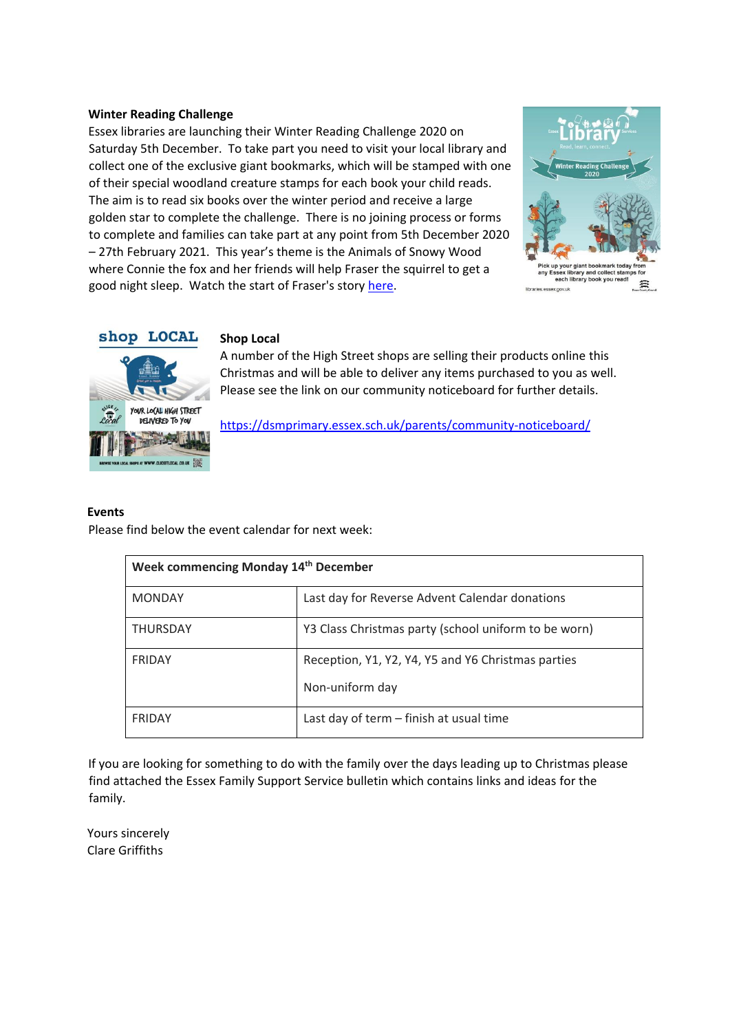**Winter Reading Challenge**

Essex libraries are launching their Winter Reading Challenge 2020 on Saturday 5th December. To take part you need to visit your local library and collect one of the exclusive giant bookmarks, which will be stamped with one of their special woodland creature stamps for each book your child reads. The aim is to read six books over the winter period and receive a large golden star to complete the challenge. There is no joining process or forms to complete and families can take part at any point from 5th December 2020 – 27th February 2021. This year's theme is the Animals of Snowy Wood where Connie the fox and her friends will help Fraser the squirrel to get a good night sleep. Watch the start of Fraser's story here.

**Shop Local**

A number of the High Street shops are selling their products online this Christmas and will be able to deliver any items purchased to you as well. Please see the link on our community noticeboard for further details.

https://dsmprimary.essex.sch.uk/parents/community-noticeboard/

**Events**

Please find below the event calendar for next week:

| Week commencing Monday 14th December | |
|---|---|
| MONDAY | Last day for Reverse Advent Calendar donations |
| THURSDAY | Y3 Class Christmas party (school uniform to be worn) |
| FRIDAY | Reception, Y1, Y2, Y4, Y5 and Y6 Christmas parties<br><br>Non-uniform day |
| FRIDAY | Last day of term – finish at usual time |

If you are looking for something to do with the family over the days leading up to Christmas please find attached the Essex Family Support Service bulletin which contains links and ideas for the family.

Yours sincerely
Clare Griffiths